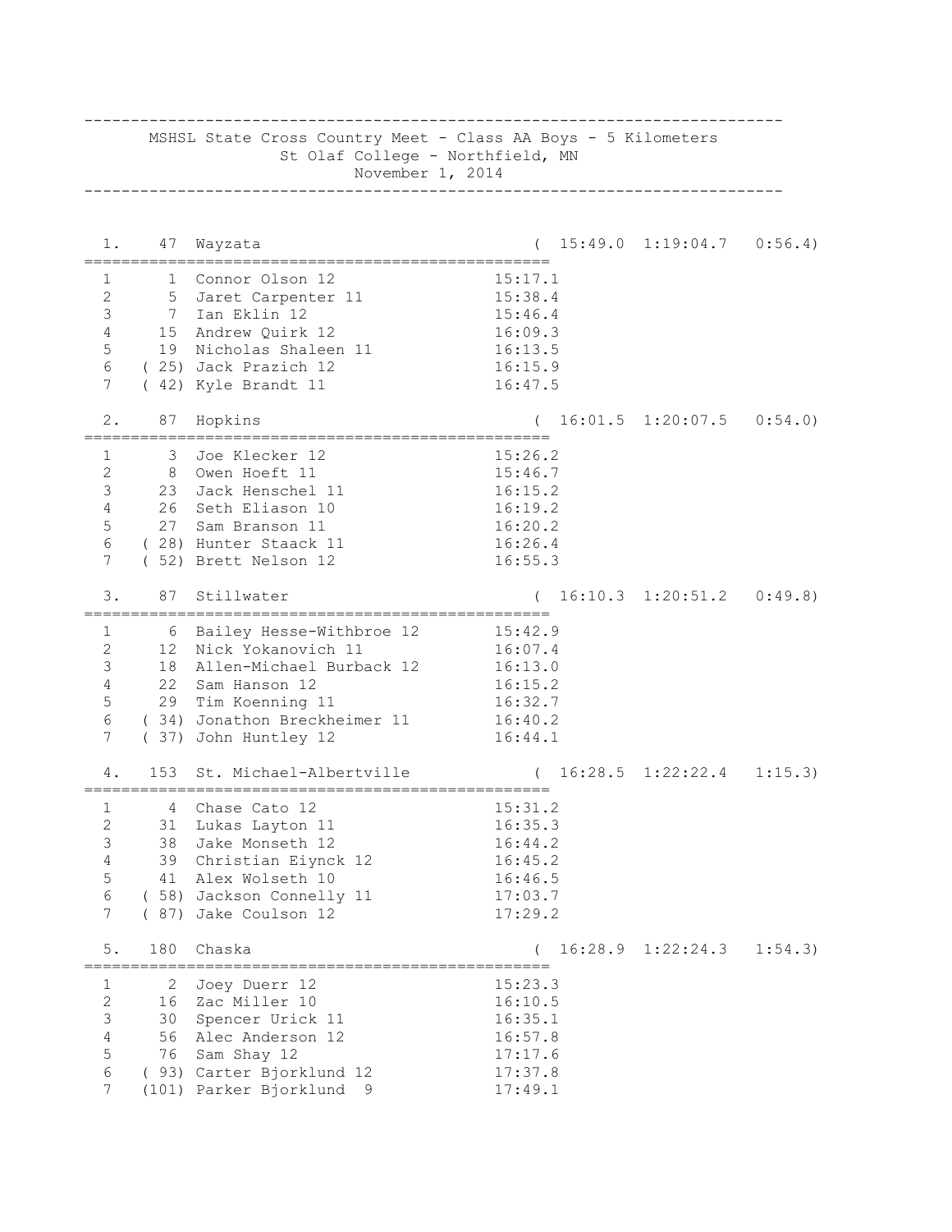# MSHSL State Cross Country Meet - Class AA Boys - 5 Kilometers

St Olaf College - Northfield, MN

November 1, 2014

```
  1.    47  Wayzata                           (  15:49.0  1:19:04.7   0:56.4)
==================================================
  1      1  Connor Olson 12                 15:17.1
  2      5  Jaret Carpenter 11              15:38.4
  3      7  Ian Eklin 12                    15:46.4
  4     15  Andrew Quirk 12                 16:09.3
  5     19  Nicholas Shaleen 11             16:13.5
  6    ( 25) Jack Prazich 12                16:15.9
  7    ( 42) Kyle Brandt 11                 16:47.5

  2.    87  Hopkins                           (  16:01.5  1:20:07.5   0:54.0)
==================================================
  1      3  Joe Klecker 12                  15:26.2
  2      8  Owen Hoeft 11                   15:46.7
  3     23  Jack Henschel 11                16:15.2
  4     26  Seth Eliason 10                 16:19.2
  5     27  Sam Branson 11                  16:20.2
  6    ( 28) Hunter Staack 11               16:26.4
  7    ( 52) Brett Nelson 12                16:55.3

  3.    87  Stillwater                        (  16:10.3  1:20:51.2   0:49.8)
==================================================
  1      6  Bailey Hesse-Withbroe 12        15:42.9
  2     12  Nick Yokanovich 11              16:07.4
  3     18  Allen-Michael Burback 12        16:13.0
  4     22  Sam Hanson 12                   16:15.2
  5     29  Tim Koenning 11                 16:32.7
  6    ( 34) Jonathon Breckheimer 11        16:40.2
  7    ( 37) John Huntley 12                16:44.1

  4.   153  St. Michael-Albertville           (  16:28.5  1:22:22.4   1:15.3)
==================================================
  1      4  Chase Cato 12                   15:31.2
  2     31  Lukas Layton 11                 16:35.3
  3     38  Jake Monseth 12                 16:44.2
  4     39  Christian Eiynck 12             16:45.2
  5     41  Alex Wolseth 10                 16:46.5
  6    ( 58) Jackson Connelly 11            17:03.7
  7    ( 87) Jake Coulson 12                17:29.2

  5.   180  Chaska                            (  16:28.9  1:22:24.3   1:54.3)
==================================================
  1      2  Joey Duerr 12                   15:23.3
  2     16  Zac Miller 10                   16:10.5
  3     30  Spencer Urick 11                16:35.1
  4     56  Alec Anderson 12                16:57.8
  5     76  Sam Shay 12                     17:17.6
  6    ( 93) Carter Bjorklund 12            17:37.8
  7    (101) Parker Bjorklund  9            17:49.1
```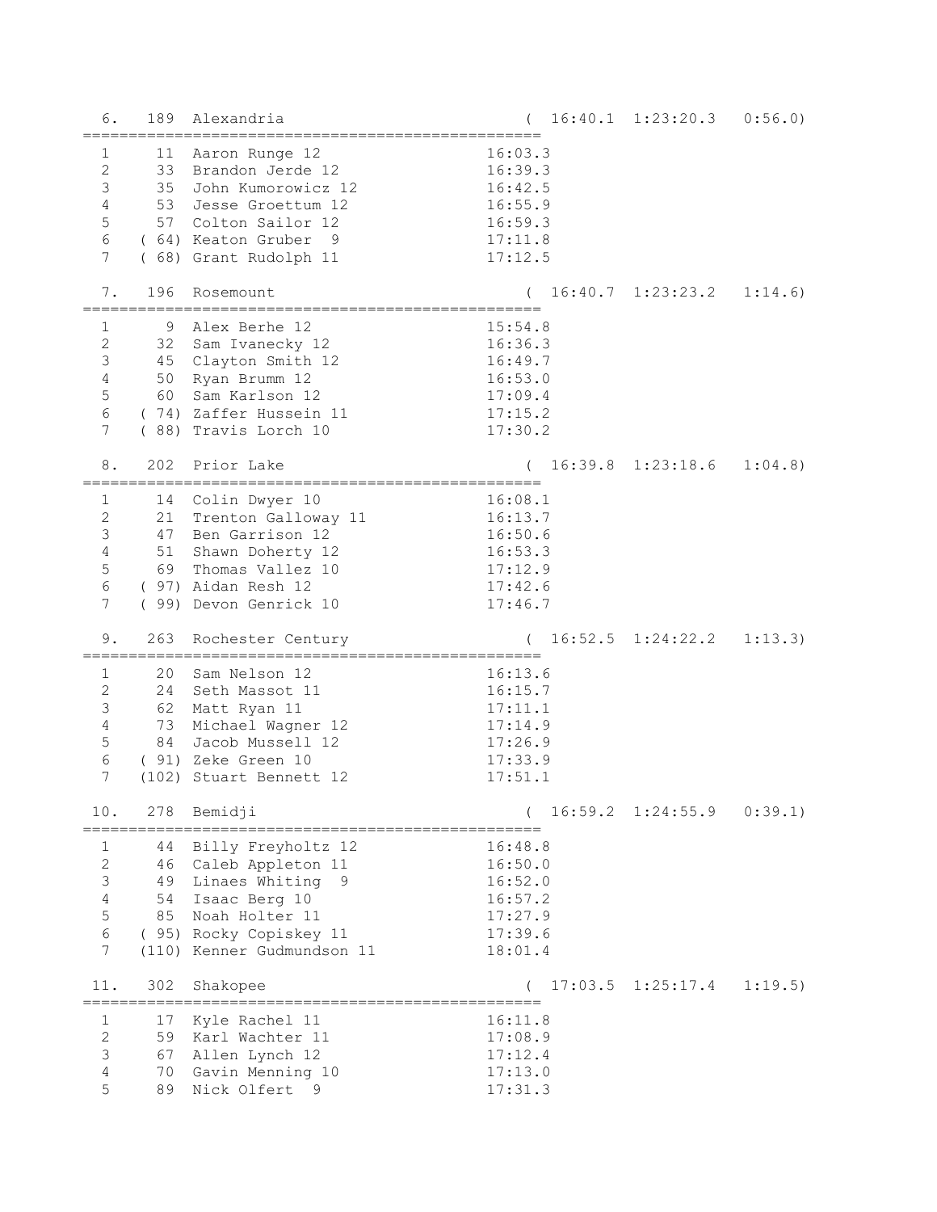```
  6.   189  Alexandria                                  (  16:40.1  1:23:20.3   0:56.0)
====================================================
  1      11  Aaron Runge 12                         16:03.3
  2      33  Brandon Jerde 12                       16:39.3
  3      35  John Kumorowicz 12                     16:42.5
  4      53  Jesse Groettum 12                      16:55.9
  5      57  Colton Sailor 12                       16:59.3
  6    ( 64) Keaton Gruber  9                       17:11.8
  7    ( 68) Grant Rudolph 11                       17:12.5

  7.   196  Rosemount                                   (  16:40.7  1:23:23.2   1:14.6)
====================================================
  1       9  Alex Berhe 12                          15:54.8
  2      32  Sam Ivanecky 12                        16:36.3
  3      45  Clayton Smith 12                       16:49.7
  4      50  Ryan Brumm 12                          16:53.0
  5      60  Sam Karlson 12                         17:09.4
  6    ( 74) Zaffer Hussein 11                      17:15.2
  7    ( 88) Travis Lorch 10                        17:30.2

  8.   202  Prior Lake                                  (  16:39.8  1:23:18.6   1:04.8)
====================================================
  1      14  Colin Dwyer 10                         16:08.1
  2      21  Trenton Galloway 11                    16:13.7
  3      47  Ben Garrison 12                        16:50.6
  4      51  Shawn Doherty 12                       16:53.3
  5      69  Thomas Vallez 10                       17:12.9
  6    ( 97) Aidan Resh 12                          17:42.6
  7    ( 99) Devon Genrick 10                       17:46.7

  9.   263  Rochester Century                           (  16:52.5  1:24:22.2   1:13.3)
====================================================
  1      20  Sam Nelson 12                          16:13.6
  2      24  Seth Massot 11                         16:15.7
  3      62  Matt Ryan 11                           17:11.1
  4      73  Michael Wagner 12                      17:14.9
  5      84  Jacob Mussell 12                       17:26.9
  6    ( 91) Zeke Green 10                          17:33.9
  7    (102) Stuart Bennett 12                      17:51.1

 10.   278  Bemidji                                     (  16:59.2  1:24:55.9   0:39.1)
====================================================
  1      44  Billy Freyholtz 12                     16:48.8
  2      46  Caleb Appleton 11                      16:50.0
  3      49  Linaes Whiting  9                      16:52.0
  4      54  Isaac Berg 10                          16:57.2
  5      85  Noah Holter 11                         17:27.9
  6    ( 95) Rocky Copiskey 11                      17:39.6
  7    (110) Kenner Gudmundson 11                   18:01.4

 11.   302  Shakopee                                    (  17:03.5  1:25:17.4   1:19.5)
====================================================
  1      17  Kyle Rachel 11                         16:11.8
  2      59  Karl Wachter 11                        17:08.9
  3      67  Allen Lynch 12                         17:12.4
  4      70  Gavin Menning 10                       17:13.0
  5      89  Nick Olfert  9                         17:31.3
```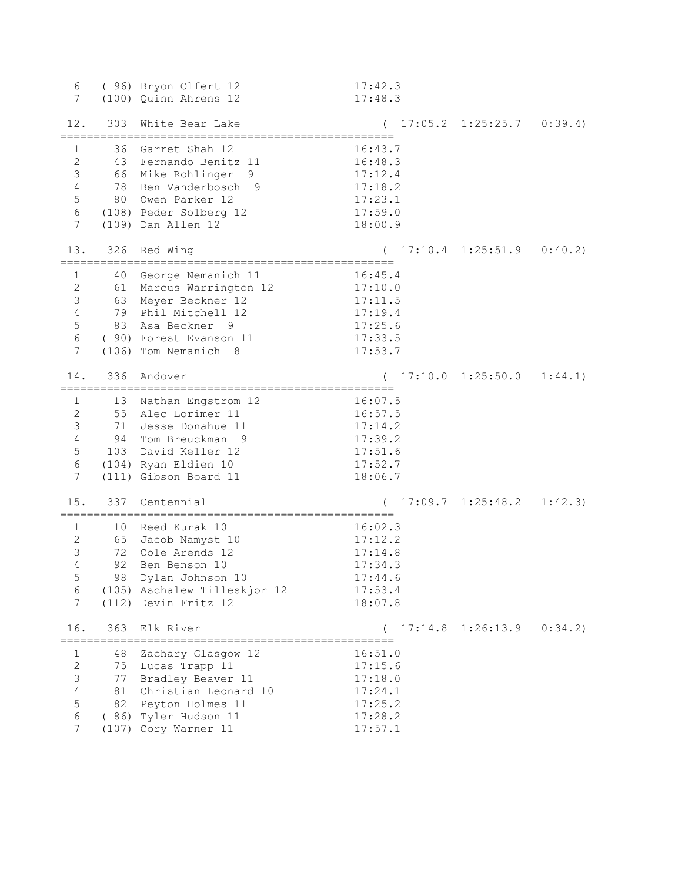```
  6   ( 96) Bryon Olfert 12                 17:42.3
  7   (100) Quinn Ahrens 12                 17:48.3

 12.    303  White Bear Lake                 (  17:05.2  1:25:25.7   0:39.4)
====================================================
  1     36  Garret Shah 12                  16:43.7
  2     43  Fernando Benitz 11              16:48.3
  3     66  Mike Rohlinger  9               17:12.4
  4     78  Ben Vanderbosch  9              17:18.2
  5     80  Owen Parker 12                  17:23.1
  6   (108) Peder Solberg 12                17:59.0
  7   (109) Dan Allen 12                    18:00.9

 13.    326  Red Wing                        (  17:10.4  1:25:51.9   0:40.2)
====================================================
  1     40  George Nemanich 11              16:45.4
  2     61  Marcus Warrington 12            17:10.0
  3     63  Meyer Beckner 12                17:11.5
  4     79  Phil Mitchell 12                17:19.4
  5     83  Asa Beckner  9                  17:25.6
  6   ( 90) Forest Evanson 11               17:33.5
  7   (106) Tom Nemanich  8                 17:53.7

 14.    336  Andover                         (  17:10.0  1:25:50.0   1:44.1)
====================================================
  1     13  Nathan Engstrom 12              16:07.5
  2     55  Alec Lorimer 11                 16:57.5
  3     71  Jesse Donahue 11                17:14.2
  4     94  Tom Breuckman  9                17:39.2
  5    103  David Keller 12                 17:51.6
  6   (104) Ryan Eldien 10                  17:52.7
  7   (111) Gibson Board 11                 18:06.7

 15.    337  Centennial                      (  17:09.7  1:25:48.2   1:42.3)
====================================================
  1     10  Reed Kurak 10                   16:02.3
  2     65  Jacob Namyst 10                 17:12.2
  3     72  Cole Arends 12                  17:14.8
  4     92  Ben Benson 10                   17:34.3
  5     98  Dylan Johnson 10                17:44.6
  6   (105) Aschalew Tilleskjor 12          17:53.4
  7   (112) Devin Fritz 12                  18:07.8

 16.    363  Elk River                       (  17:14.8  1:26:13.9   0:34.2)
====================================================
  1     48  Zachary Glasgow 12              16:51.0
  2     75  Lucas Trapp 11                  17:15.6
  3     77  Bradley Beaver 11               17:18.0
  4     81  Christian Leonard 10            17:24.1
  5     82  Peyton Holmes 11                17:25.2
  6   ( 86) Tyler Hudson 11                 17:28.2
  7   (107) Cory Warner 11                  17:57.1
```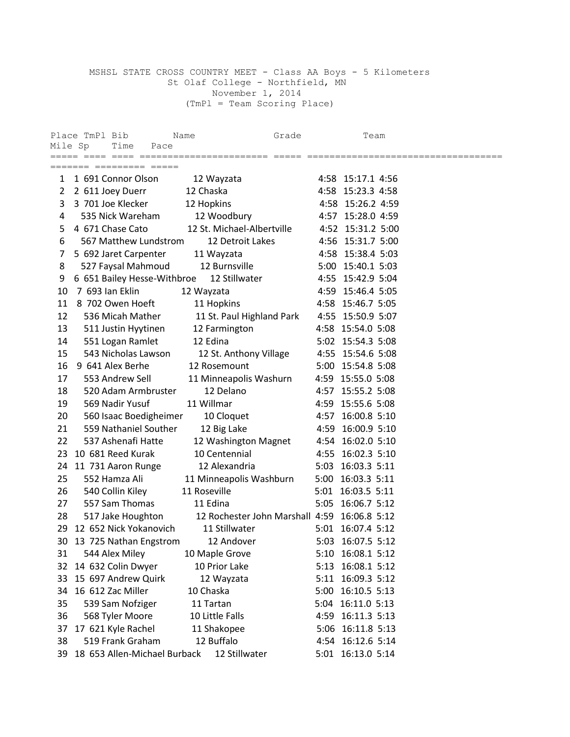MSHSL STATE CROSS COUNTRY MEET - Class AA Boys - 5 Kilometers
St Olaf College - Northfield, MN
November 1, 2014
(TmPl = Team Scoring Place)

| Place | TmPl | Bib | Name | Grade | Team | Mile Sp | Time | Pace |
|---|---|---|---|---|---|---|---|---|
| 1 | 1 | 691 | Connor Olson | 12 | Wayzata | 4:58 | 15:17.1 | 4:56 |
| 2 | 2 | 611 | Joey Duerr | 12 | Chaska | 4:58 | 15:23.3 | 4:58 |
| 3 | 3 | 701 | Joe Klecker | 12 | Hopkins | 4:58 | 15:26.2 | 4:59 |
| 4 | | 535 | Nick Wareham | 12 | Woodbury | 4:57 | 15:28.0 | 4:59 |
| 5 | 4 | 671 | Chase Cato | 12 | St. Michael-Albertville | 4:52 | 15:31.2 | 5:00 |
| 6 | | 567 | Matthew Lundstrom | 12 | Detroit Lakes | 4:56 | 15:31.7 | 5:00 |
| 7 | 5 | 692 | Jaret Carpenter | 11 | Wayzata | 4:58 | 15:38.4 | 5:03 |
| 8 | | 527 | Faysal Mahmoud | 12 | Burnsville | 5:00 | 15:40.1 | 5:03 |
| 9 | 6 | 651 | Bailey Hesse-Withbroe | 12 | Stillwater | 4:55 | 15:42.9 | 5:04 |
| 10 | 7 | 693 | Ian Eklin | 12 | Wayzata | 4:59 | 15:46.4 | 5:05 |
| 11 | 8 | 702 | Owen Hoeft | 11 | Hopkins | 4:58 | 15:46.7 | 5:05 |
| 12 | | 536 | Micah Mather | 11 | St. Paul Highland Park | 4:55 | 15:50.9 | 5:07 |
| 13 | | 511 | Justin Hyytinen | 12 | Farmington | 4:58 | 15:54.0 | 5:08 |
| 14 | | 551 | Logan Ramlet | 12 | Edina | 5:02 | 15:54.3 | 5:08 |
| 15 | | 543 | Nicholas Lawson | 12 | St. Anthony Village | 4:55 | 15:54.6 | 5:08 |
| 16 | 9 | 641 | Alex Berhe | 12 | Rosemount | 5:00 | 15:54.8 | 5:08 |
| 17 | | 553 | Andrew Sell | 11 | Minneapolis Washurn | 4:59 | 15:55.0 | 5:08 |
| 18 | | 520 | Adam Armbruster | 12 | Delano | 4:57 | 15:55.2 | 5:08 |
| 19 | | 569 | Nadir Yusuf | 11 | Willmar | 4:59 | 15:55.6 | 5:08 |
| 20 | | 560 | Isaac Boedigheimer | 10 | Cloquet | 4:57 | 16:00.8 | 5:10 |
| 21 | | 559 | Nathaniel Souther | 12 | Big Lake | 4:59 | 16:00.9 | 5:10 |
| 22 | | 537 | Ashenafi Hatte | 12 | Washington Magnet | 4:54 | 16:02.0 | 5:10 |
| 23 | 10 | 681 | Reed Kurak | 10 | Centennial | 4:55 | 16:02.3 | 5:10 |
| 24 | 11 | 731 | Aaron Runge | 12 | Alexandria | 5:03 | 16:03.3 | 5:11 |
| 25 | | 552 | Hamza Ali | 11 | Minneapolis Washburn | 5:00 | 16:03.3 | 5:11 |
| 26 | | 540 | Collin Kiley | 11 | Roseville | 5:01 | 16:03.5 | 5:11 |
| 27 | | 557 | Sam Thomas | 11 | Edina | 5:05 | 16:06.7 | 5:12 |
| 28 | | 517 | Jake Houghton | 12 | Rochester John Marshall | 4:59 | 16:06.8 | 5:12 |
| 29 | 12 | 652 | Nick Yokanovich | 11 | Stillwater | 5:01 | 16:07.4 | 5:12 |
| 30 | 13 | 725 | Nathan Engstrom | 12 | Andover | 5:03 | 16:07.5 | 5:12 |
| 31 | | 544 | Alex Miley | 10 | Maple Grove | 5:10 | 16:08.1 | 5:12 |
| 32 | 14 | 632 | Colin Dwyer | 10 | Prior Lake | 5:13 | 16:08.1 | 5:12 |
| 33 | 15 | 697 | Andrew Quirk | 12 | Wayzata | 5:11 | 16:09.3 | 5:12 |
| 34 | 16 | 612 | Zac Miller | 10 | Chaska | 5:00 | 16:10.5 | 5:13 |
| 35 | | 539 | Sam Nofziger | 11 | Tartan | 5:04 | 16:11.0 | 5:13 |
| 36 | | 568 | Tyler Moore | 10 | Little Falls | 4:59 | 16:11.3 | 5:13 |
| 37 | 17 | 621 | Kyle Rachel | 11 | Shakopee | 5:06 | 16:11.8 | 5:13 |
| 38 | | 519 | Frank Graham | 12 | Buffalo | 4:54 | 16:12.6 | 5:14 |
| 39 | 18 | 653 | Allen-Michael Burback | 12 | Stillwater | 5:01 | 16:13.0 | 5:14 |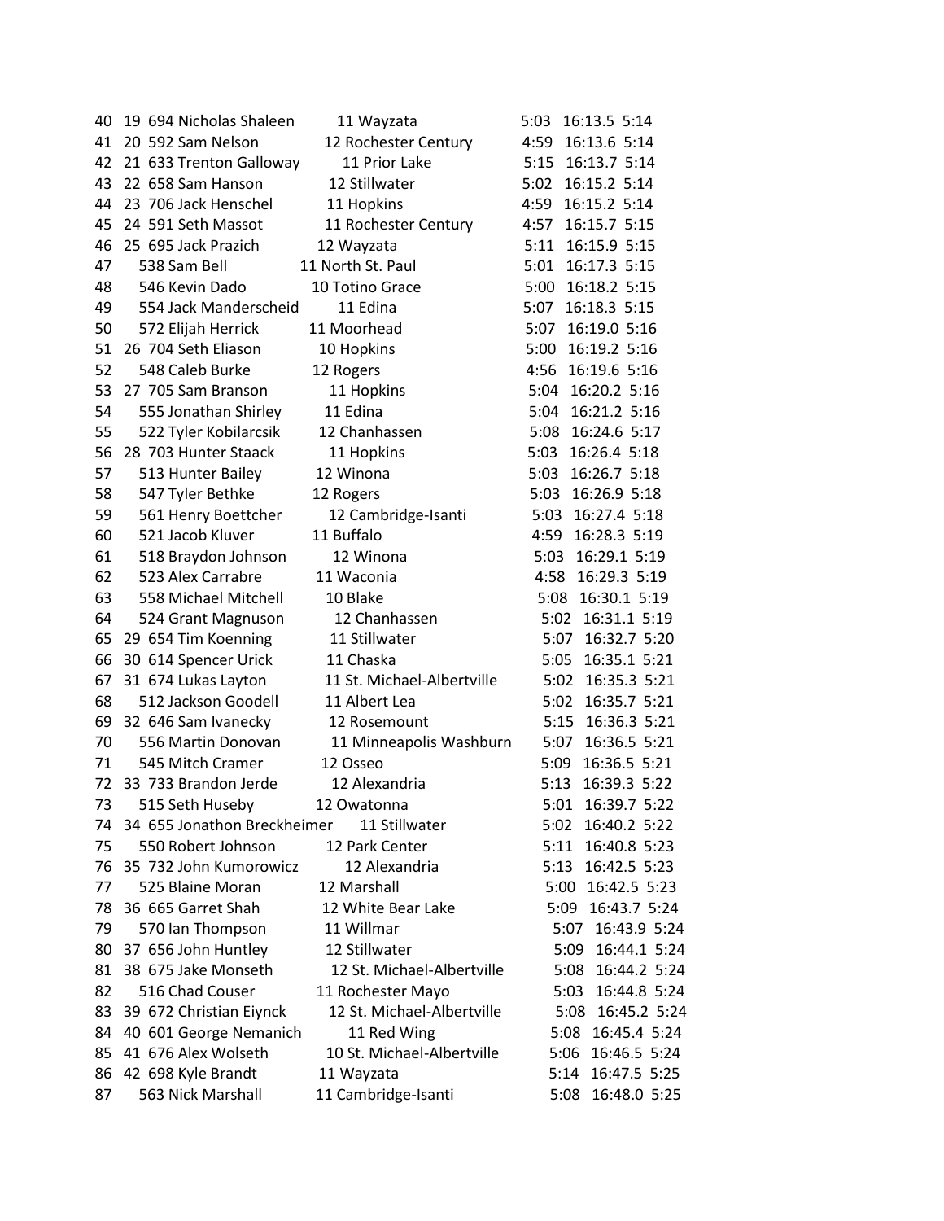| | | | | | | | | |
|---|---|---|---|---|---|---|---|---|
| 40 | 19 | 694 | Nicholas Shaleen | 11 | Wayzata | 5:03 | 16:13.5 | 5:14 |
| 41 | 20 | 592 | Sam Nelson | 12 | Rochester Century | 4:59 | 16:13.6 | 5:14 |
| 42 | 21 | 633 | Trenton Galloway | 11 | Prior Lake | 5:15 | 16:13.7 | 5:14 |
| 43 | 22 | 658 | Sam Hanson | 12 | Stillwater | 5:02 | 16:15.2 | 5:14 |
| 44 | 23 | 706 | Jack Henschel | 11 | Hopkins | 4:59 | 16:15.2 | 5:14 |
| 45 | 24 | 591 | Seth Massot | 11 | Rochester Century | 4:57 | 16:15.7 | 5:15 |
| 46 | 25 | 695 | Jack Prazich | 12 | Wayzata | 5:11 | 16:15.9 | 5:15 |
| 47 | | 538 | Sam Bell | 11 | North St. Paul | 5:01 | 16:17.3 | 5:15 |
| 48 | | 546 | Kevin Dado | 10 | Totino Grace | 5:00 | 16:18.2 | 5:15 |
| 49 | | 554 | Jack Manderscheid | 11 | Edina | 5:07 | 16:18.3 | 5:15 |
| 50 | | 572 | Elijah Herrick | 11 | Moorhead | 5:07 | 16:19.0 | 5:16 |
| 51 | 26 | 704 | Seth Eliason | 10 | Hopkins | 5:00 | 16:19.2 | 5:16 |
| 52 | | 548 | Caleb Burke | 12 | Rogers | 4:56 | 16:19.6 | 5:16 |
| 53 | 27 | 705 | Sam Branson | 11 | Hopkins | 5:04 | 16:20.2 | 5:16 |
| 54 | | 555 | Jonathan Shirley | 11 | Edina | 5:04 | 16:21.2 | 5:16 |
| 55 | | 522 | Tyler Kobilarcsik | 12 | Chanhassen | 5:08 | 16:24.6 | 5:17 |
| 56 | 28 | 703 | Hunter Staack | 11 | Hopkins | 5:03 | 16:26.4 | 5:18 |
| 57 | | 513 | Hunter Bailey | 12 | Winona | 5:03 | 16:26.7 | 5:18 |
| 58 | | 547 | Tyler Bethke | 12 | Rogers | 5:03 | 16:26.9 | 5:18 |
| 59 | | 561 | Henry Boettcher | 12 | Cambridge-Isanti | 5:03 | 16:27.4 | 5:18 |
| 60 | | 521 | Jacob Kluver | 11 | Buffalo | 4:59 | 16:28.3 | 5:19 |
| 61 | | 518 | Braydon Johnson | 12 | Winona | 5:03 | 16:29.1 | 5:19 |
| 62 | | 523 | Alex Carrabre | 11 | Waconia | 4:58 | 16:29.3 | 5:19 |
| 63 | | 558 | Michael Mitchell | 10 | Blake | 5:08 | 16:30.1 | 5:19 |
| 64 | | 524 | Grant Magnuson | 12 | Chanhassen | 5:02 | 16:31.1 | 5:19 |
| 65 | 29 | 654 | Tim Koenning | 11 | Stillwater | 5:07 | 16:32.7 | 5:20 |
| 66 | 30 | 614 | Spencer Urick | 11 | Chaska | 5:05 | 16:35.1 | 5:21 |
| 67 | 31 | 674 | Lukas Layton | 11 | St. Michael-Albertville | 5:02 | 16:35.3 | 5:21 |
| 68 | | 512 | Jackson Goodell | 11 | Albert Lea | 5:02 | 16:35.7 | 5:21 |
| 69 | 32 | 646 | Sam Ivanecky | 12 | Rosemount | 5:15 | 16:36.3 | 5:21 |
| 70 | | 556 | Martin Donovan | 11 | Minneapolis Washburn | 5:07 | 16:36.5 | 5:21 |
| 71 | | 545 | Mitch Cramer | 12 | Osseo | 5:09 | 16:36.5 | 5:21 |
| 72 | 33 | 733 | Brandon Jerde | 12 | Alexandria | 5:13 | 16:39.3 | 5:22 |
| 73 | | 515 | Seth Huseby | 12 | Owatonna | 5:01 | 16:39.7 | 5:22 |
| 74 | 34 | 655 | Jonathon Breckheimer | 11 | Stillwater | 5:02 | 16:40.2 | 5:22 |
| 75 | | 550 | Robert Johnson | 12 | Park Center | 5:11 | 16:40.8 | 5:23 |
| 76 | 35 | 732 | John Kumorowicz | 12 | Alexandria | 5:13 | 16:42.5 | 5:23 |
| 77 | | 525 | Blaine Moran | 12 | Marshall | 5:00 | 16:42.5 | 5:23 |
| 78 | 36 | 665 | Garret Shah | 12 | White Bear Lake | 5:09 | 16:43.7 | 5:24 |
| 79 | | 570 | Ian Thompson | 11 | Willmar | 5:07 | 16:43.9 | 5:24 |
| 80 | 37 | 656 | John Huntley | 12 | Stillwater | 5:09 | 16:44.1 | 5:24 |
| 81 | 38 | 675 | Jake Monseth | 12 | St. Michael-Albertville | 5:08 | 16:44.2 | 5:24 |
| 82 | | 516 | Chad Couser | 11 | Rochester Mayo | 5:03 | 16:44.8 | 5:24 |
| 83 | 39 | 672 | Christian Eiynck | 12 | St. Michael-Albertville | 5:08 | 16:45.2 | 5:24 |
| 84 | 40 | 601 | George Nemanich | 11 | Red Wing | 5:08 | 16:45.4 | 5:24 |
| 85 | 41 | 676 | Alex Wolseth | 10 | St. Michael-Albertville | 5:06 | 16:46.5 | 5:24 |
| 86 | 42 | 698 | Kyle Brandt | 11 | Wayzata | 5:14 | 16:47.5 | 5:25 |
| 87 | | 563 | Nick Marshall | 11 | Cambridge-Isanti | 5:08 | 16:48.0 | 5:25 |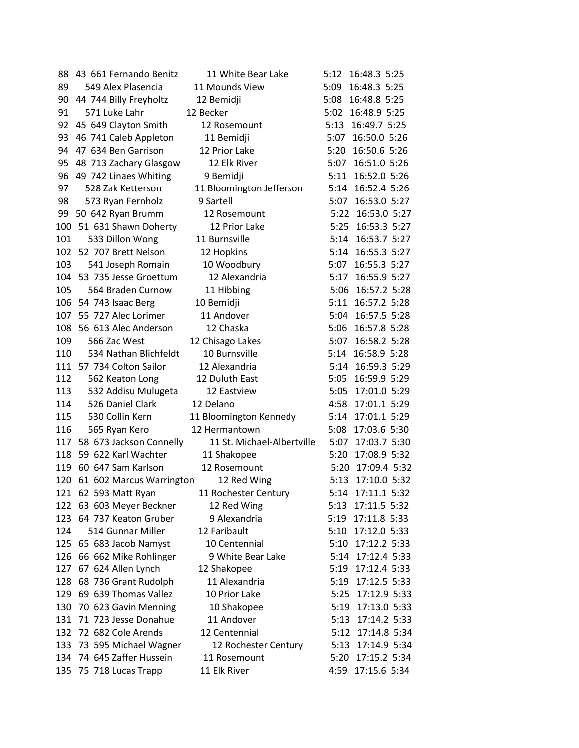| | | | | | | | | |
|---|---|---|---|---|---|---|---|---|
| 88 | 43 | 661 | Fernando Benitz | 11 | White Bear Lake | 5:12 | 16:48.3 | 5:25 |
| 89 | | 549 | Alex Plasencia | 11 | Mounds View | 5:09 | 16:48.3 | 5:25 |
| 90 | 44 | 744 | Billy Freyholtz | 12 | Bemidji | 5:08 | 16:48.8 | 5:25 |
| 91 | | 571 | Luke Lahr | 12 | Becker | 5:02 | 16:48.9 | 5:25 |
| 92 | 45 | 649 | Clayton Smith | 12 | Rosemount | 5:13 | 16:49.7 | 5:25 |
| 93 | 46 | 741 | Caleb Appleton | 11 | Bemidji | 5:07 | 16:50.0 | 5:26 |
| 94 | 47 | 634 | Ben Garrison | 12 | Prior Lake | 5:20 | 16:50.6 | 5:26 |
| 95 | 48 | 713 | Zachary Glasgow | 12 | Elk River | 5:07 | 16:51.0 | 5:26 |
| 96 | 49 | 742 | Linaes Whiting | 9 | Bemidji | 5:11 | 16:52.0 | 5:26 |
| 97 | | 528 | Zak Ketterson | 11 | Bloomington Jefferson | 5:14 | 16:52.4 | 5:26 |
| 98 | | 573 | Ryan Fernholz | 9 | Sartell | 5:07 | 16:53.0 | 5:27 |
| 99 | 50 | 642 | Ryan Brumm | 12 | Rosemount | 5:22 | 16:53.0 | 5:27 |
| 100 | 51 | 631 | Shawn Doherty | 12 | Prior Lake | 5:25 | 16:53.3 | 5:27 |
| 101 | | 533 | Dillon Wong | 11 | Burnsville | 5:14 | 16:53.7 | 5:27 |
| 102 | 52 | 707 | Brett Nelson | 12 | Hopkins | 5:14 | 16:55.3 | 5:27 |
| 103 | | 541 | Joseph Romain | 10 | Woodbury | 5:07 | 16:55.3 | 5:27 |
| 104 | 53 | 735 | Jesse Groettum | 12 | Alexandria | 5:17 | 16:55.9 | 5:27 |
| 105 | | 564 | Braden Curnow | 11 | Hibbing | 5:06 | 16:57.2 | 5:28 |
| 106 | 54 | 743 | Isaac Berg | 10 | Bemidji | 5:11 | 16:57.2 | 5:28 |
| 107 | 55 | 727 | Alec Lorimer | 11 | Andover | 5:04 | 16:57.5 | 5:28 |
| 108 | 56 | 613 | Alec Anderson | 12 | Chaska | 5:06 | 16:57.8 | 5:28 |
| 109 | | 566 | Zac West | 12 | Chisago Lakes | 5:07 | 16:58.2 | 5:28 |
| 110 | | 534 | Nathan Blichfeldt | 10 | Burnsville | 5:14 | 16:58.9 | 5:28 |
| 111 | 57 | 734 | Colton Sailor | 12 | Alexandria | 5:14 | 16:59.3 | 5:28 |
| 112 | | 562 | Keaton Long | 12 | Duluth East | 5:05 | 16:59.9 | 5:29 |
| 113 | | 532 | Addisu Mulugeta | 12 | Eastview | 5:05 | 17:01.0 | 5:29 |
| 114 | | 526 | Daniel Clark | 12 | Delano | 4:58 | 17:01.1 | 5:29 |
| 115 | | 530 | Collin Kern | 11 | Bloomington Kennedy | 5:14 | 17:01.1 | 5:29 |
| 116 | | 565 | Ryan Kero | 12 | Hermantown | 5:08 | 17:03.6 | 5:30 |
| 117 | 58 | 673 | Jackson Connelly | 11 | St. Michael-Albertville | 5:07 | 17:03.7 | 5:30 |
| 118 | 59 | 622 | Karl Wachter | 11 | Shakopee | 5:20 | 17:08.9 | 5:32 |
| 119 | 60 | 647 | Sam Karlson | 12 | Rosemount | 5:20 | 17:09.4 | 5:32 |
| 120 | 61 | 602 | Marcus Warrington | 12 | Red Wing | 5:13 | 17:10.0 | 5:32 |
| 121 | 62 | 593 | Matt Ryan | 11 | Rochester Century | 5:14 | 17:11.1 | 5:32 |
| 122 | 63 | 603 | Meyer Beckner | 12 | Red Wing | 5:13 | 17:11.5 | 5:32 |
| 123 | 64 | 737 | Keaton Gruber | 9 | Alexandria | 5:19 | 17:11.8 | 5:33 |
| 124 | | 514 | Gunnar Miller | 12 | Faribault | 5:10 | 17:12.0 | 5:33 |
| 125 | 65 | 683 | Jacob Namyst | 10 | Centennial | 5:10 | 17:12.2 | 5:33 |
| 126 | 66 | 662 | Mike Rohlinger | 9 | White Bear Lake | 5:14 | 17:12.4 | 5:33 |
| 127 | 67 | 624 | Allen Lynch | 12 | Shakopee | 5:19 | 17:12.4 | 5:33 |
| 128 | 68 | 736 | Grant Rudolph | 11 | Alexandria | 5:19 | 17:12.5 | 5:33 |
| 129 | 69 | 639 | Thomas Vallez | 10 | Prior Lake | 5:25 | 17:12.9 | 5:33 |
| 130 | 70 | 623 | Gavin Menning | 10 | Shakopee | 5:19 | 17:13.0 | 5:33 |
| 131 | 71 | 723 | Jesse Donahue | 11 | Andover | 5:13 | 17:14.2 | 5:33 |
| 132 | 72 | 682 | Cole Arends | 12 | Centennial | 5:12 | 17:14.8 | 5:34 |
| 133 | 73 | 595 | Michael Wagner | 12 | Rochester Century | 5:13 | 17:14.9 | 5:34 |
| 134 | 74 | 645 | Zaffer Hussein | 11 | Rosemount | 5:20 | 17:15.2 | 5:34 |
| 135 | 75 | 718 | Lucas Trapp | 11 | Elk River | 4:59 | 17:15.6 | 5:34 |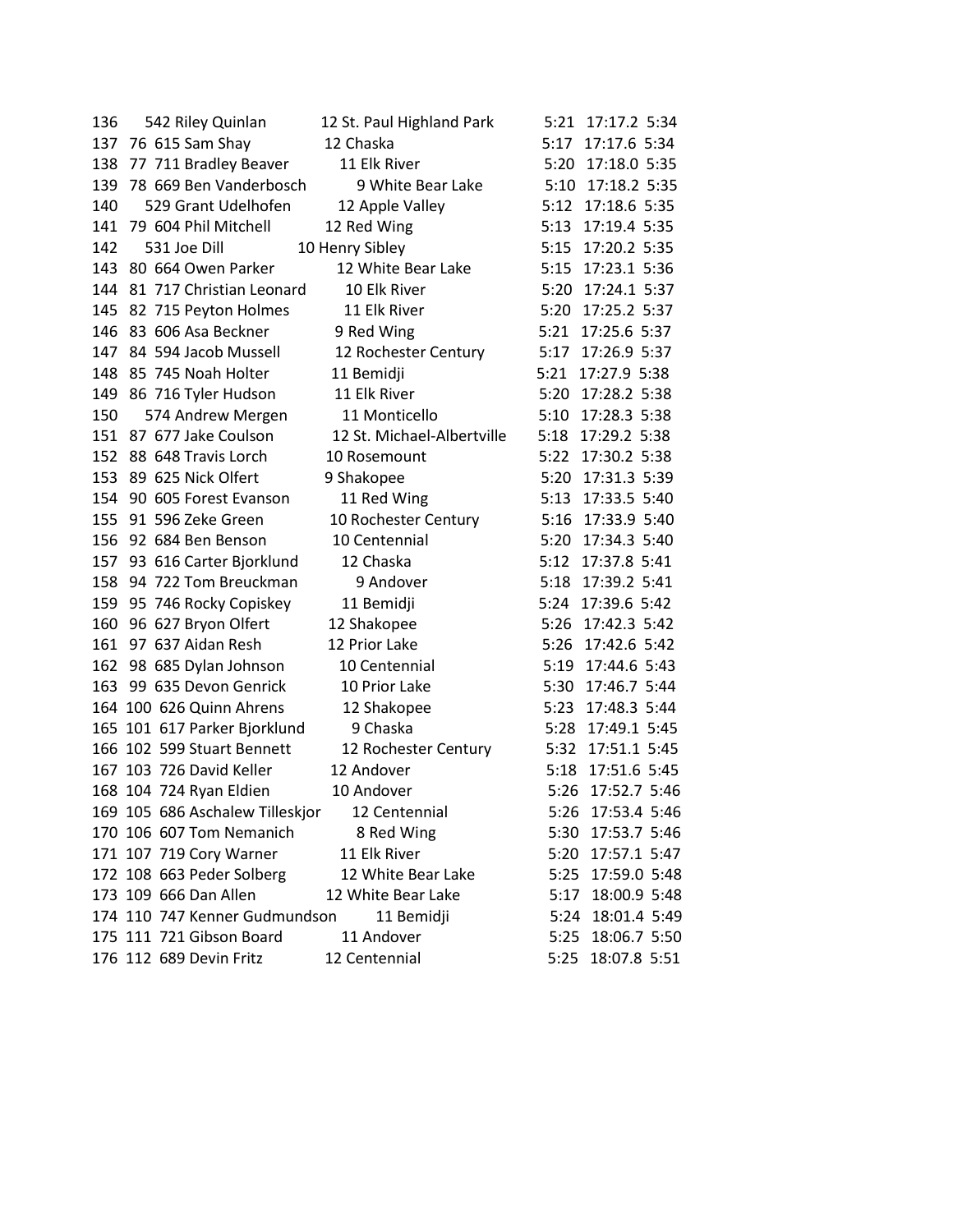| | | | | | | | | |
|---|---|---|---|---|---|---|---|---|
| 136 | | 542 | Riley Quinlan | 12 | St. Paul Highland Park | 5:21 | 17:17.2 | 5:34 |
| 137 | 76 | 615 | Sam Shay | 12 | Chaska | 5:17 | 17:17.6 | 5:34 |
| 138 | 77 | 711 | Bradley Beaver | 11 | Elk River | 5:20 | 17:18.0 | 5:35 |
| 139 | 78 | 669 | Ben Vanderbosch | 9 | White Bear Lake | 5:10 | 17:18.2 | 5:35 |
| 140 | | 529 | Grant Udelhofen | 12 | Apple Valley | 5:12 | 17:18.6 | 5:35 |
| 141 | 79 | 604 | Phil Mitchell | 12 | Red Wing | 5:13 | 17:19.4 | 5:35 |
| 142 | | 531 | Joe Dill | 10 | Henry Sibley | 5:15 | 17:20.2 | 5:35 |
| 143 | 80 | 664 | Owen Parker | 12 | White Bear Lake | 5:15 | 17:23.1 | 5:36 |
| 144 | 81 | 717 | Christian Leonard | 10 | Elk River | 5:20 | 17:24.1 | 5:37 |
| 145 | 82 | 715 | Peyton Holmes | 11 | Elk River | 5:20 | 17:25.2 | 5:37 |
| 146 | 83 | 606 | Asa Beckner | 9 | Red Wing | 5:21 | 17:25.6 | 5:37 |
| 147 | 84 | 594 | Jacob Mussell | 12 | Rochester Century | 5:17 | 17:26.9 | 5:37 |
| 148 | 85 | 745 | Noah Holter | 11 | Bemidji | 5:21 | 17:27.9 | 5:38 |
| 149 | 86 | 716 | Tyler Hudson | 11 | Elk River | 5:20 | 17:28.2 | 5:38 |
| 150 | | 574 | Andrew Mergen | 11 | Monticello | 5:10 | 17:28.3 | 5:38 |
| 151 | 87 | 677 | Jake Coulson | 12 | St. Michael-Albertville | 5:18 | 17:29.2 | 5:38 |
| 152 | 88 | 648 | Travis Lorch | 10 | Rosemount | 5:22 | 17:30.2 | 5:38 |
| 153 | 89 | 625 | Nick Olfert | 9 | Shakopee | 5:20 | 17:31.3 | 5:39 |
| 154 | 90 | 605 | Forest Evanson | 11 | Red Wing | 5:13 | 17:33.5 | 5:40 |
| 155 | 91 | 596 | Zeke Green | 10 | Rochester Century | 5:16 | 17:33.9 | 5:40 |
| 156 | 92 | 684 | Ben Benson | 10 | Centennial | 5:20 | 17:34.3 | 5:40 |
| 157 | 93 | 616 | Carter Bjorklund | 12 | Chaska | 5:12 | 17:37.8 | 5:41 |
| 158 | 94 | 722 | Tom Breuckman | 9 | Andover | 5:18 | 17:39.2 | 5:41 |
| 159 | 95 | 746 | Rocky Copiskey | 11 | Bemidji | 5:24 | 17:39.6 | 5:42 |
| 160 | 96 | 627 | Bryon Olfert | 12 | Shakopee | 5:26 | 17:42.3 | 5:42 |
| 161 | 97 | 637 | Aidan Resh | 12 | Prior Lake | 5:26 | 17:42.6 | 5:42 |
| 162 | 98 | 685 | Dylan Johnson | 10 | Centennial | 5:19 | 17:44.6 | 5:43 |
| 163 | 99 | 635 | Devon Genrick | 10 | Prior Lake | 5:30 | 17:46.7 | 5:44 |
| 164 | 100 | 626 | Quinn Ahrens | 12 | Shakopee | 5:23 | 17:48.3 | 5:44 |
| 165 | 101 | 617 | Parker Bjorklund | 9 | Chaska | 5:28 | 17:49.1 | 5:45 |
| 166 | 102 | 599 | Stuart Bennett | 12 | Rochester Century | 5:32 | 17:51.1 | 5:45 |
| 167 | 103 | 726 | David Keller | 12 | Andover | 5:18 | 17:51.6 | 5:45 |
| 168 | 104 | 724 | Ryan Eldien | 10 | Andover | 5:26 | 17:52.7 | 5:46 |
| 169 | 105 | 686 | Aschalew Tilleskjor | 12 | Centennial | 5:26 | 17:53.4 | 5:46 |
| 170 | 106 | 607 | Tom Nemanich | 8 | Red Wing | 5:30 | 17:53.7 | 5:46 |
| 171 | 107 | 719 | Cory Warner | 11 | Elk River | 5:20 | 17:57.1 | 5:47 |
| 172 | 108 | 663 | Peder Solberg | 12 | White Bear Lake | 5:25 | 17:59.0 | 5:48 |
| 173 | 109 | 666 | Dan Allen | 12 | White Bear Lake | 5:17 | 18:00.9 | 5:48 |
| 174 | 110 | 747 | Kenner Gudmundson | 11 | Bemidji | 5:24 | 18:01.4 | 5:49 |
| 175 | 111 | 721 | Gibson Board | 11 | Andover | 5:25 | 18:06.7 | 5:50 |
| 176 | 112 | 689 | Devin Fritz | 12 | Centennial | 5:25 | 18:07.8 | 5:51 |